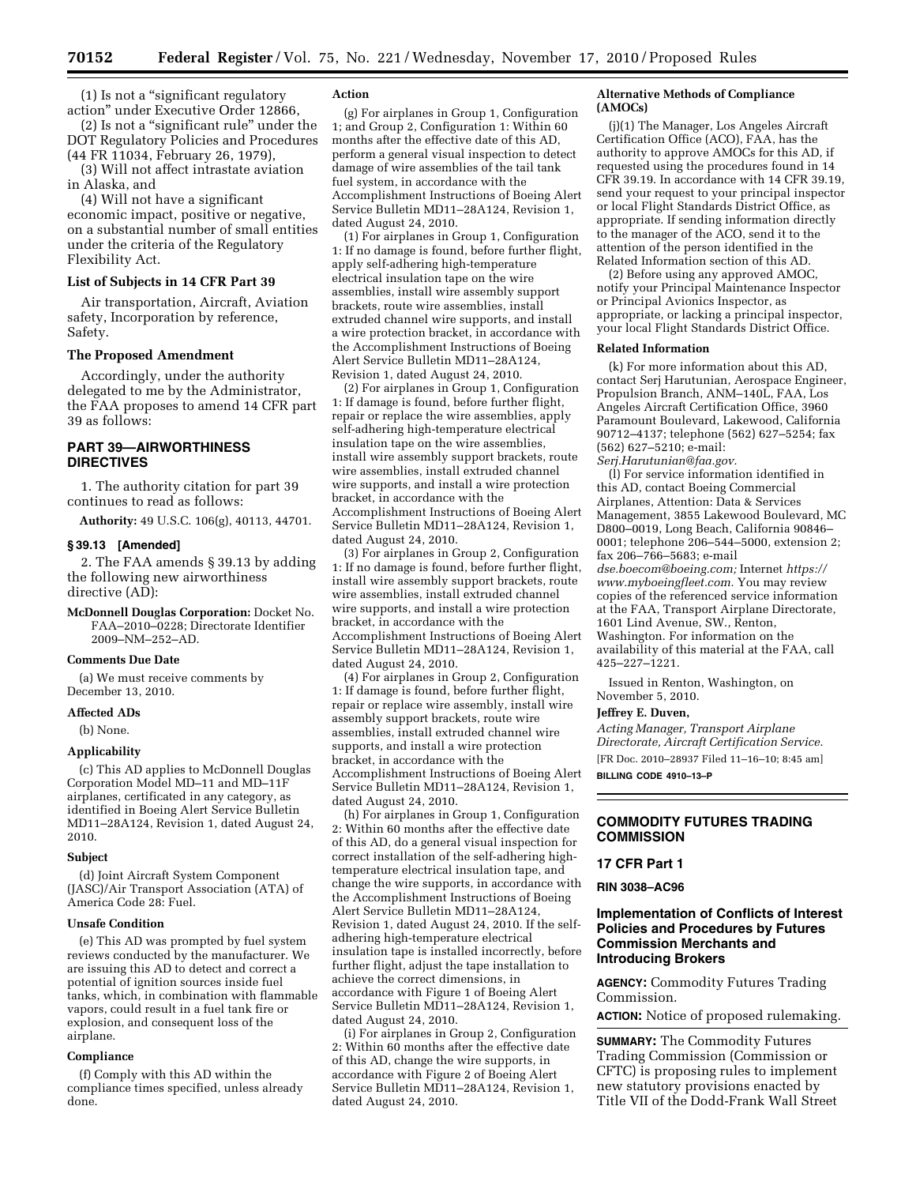(1) Is not a "significant regulatory action" under Executive Order 12866,

(2) Is not a "significant rule" under the DOT Regulatory Policies and Procedures (44 FR 11034, February 26, 1979),

(3) Will not affect intrastate aviation in Alaska, and

(4) Will not have a significant economic impact, positive or negative, on a substantial number of small entities under the criteria of the Regulatory Flexibility Act.

### List of Subjects in 14 CFR Part 39

Air transportation, Aircraft, Aviation safety, Incorporation by reference, Safety.

### The Proposed Amendment

Accordingly, under the authority delegated to me by the Administrator, the FAA proposes to amend 14 CFR part 39 as follows:

## PART 39—AIRWORTHINESS DIRECTIVES

1. The authority citation for part 39 continues to read as follows:

**Authority:** 49 U.S.C. 106(g), 40113, 44701.

### § 39.13 [Amended]

2. The FAA amends § 39.13 by adding the following new airworthiness directive (AD):

**McDonnell Douglas Corporation:** Docket No. FAA–2010–0228; Directorate Identifier 2009–NM–252–AD.

#### Comments Due Date

(a) We must receive comments by December 13, 2010.

#### Affected ADs

(b) None.

#### Applicability

(c) This AD applies to McDonnell Douglas Corporation Model MD–11 and MD–11F airplanes, certificated in any category, as identified in Boeing Alert Service Bulletin MD11–28A124, Revision 1, dated August 24, 2010.

#### Subject

(d) Joint Aircraft System Component (JASC)/Air Transport Association (ATA) of America Code 28: Fuel.

#### Unsafe Condition

(e) This AD was prompted by fuel system reviews conducted by the manufacturer. We are issuing this AD to detect and correct a potential of ignition sources inside fuel tanks, which, in combination with flammable vapors, could result in a fuel tank fire or explosion, and consequent loss of the airplane.

#### Compliance

(f) Comply with this AD within the compliance times specified, unless already done.

#### Action

(g) For airplanes in Group 1, Configuration 1; and Group 2, Configuration 1: Within 60 months after the effective date of this AD, perform a general visual inspection to detect damage of wire assemblies of the tail tank fuel system, in accordance with the Accomplishment Instructions of Boeing Alert Service Bulletin MD11–28A124, Revision 1, dated August 24, 2010.

(1) For airplanes in Group 1, Configuration 1: If no damage is found, before further flight, apply self-adhering high-temperature electrical insulation tape on the wire assemblies, install wire assembly support brackets, route wire assemblies, install extruded channel wire supports, and install a wire protection bracket, in accordance with the Accomplishment Instructions of Boeing Alert Service Bulletin MD11–28A124, Revision 1, dated August 24, 2010.

(2) For airplanes in Group 1, Configuration 1: If damage is found, before further flight, repair or replace the wire assemblies, apply self-adhering high-temperature electrical insulation tape on the wire assemblies, install wire assembly support brackets, route wire assemblies, install extruded channel wire supports, and install a wire protection bracket, in accordance with the Accomplishment Instructions of Boeing Alert Service Bulletin MD11–28A124, Revision 1, dated August 24, 2010.

(3) For airplanes in Group 2, Configuration 1: If no damage is found, before further flight, install wire assembly support brackets, route wire assemblies, install extruded channel wire supports, and install a wire protection bracket, in accordance with the Accomplishment Instructions of Boeing Alert Service Bulletin MD11–28A124, Revision 1, dated August 24, 2010.

(4) For airplanes in Group 2, Configuration 1: If damage is found, before further flight, repair or replace wire assembly, install wire assembly support brackets, route wire assemblies, install extruded channel wire supports, and install a wire protection bracket, in accordance with the Accomplishment Instructions of Boeing Alert Service Bulletin MD11–28A124, Revision 1, dated August 24, 2010.

(h) For airplanes in Group 1, Configuration 2: Within 60 months after the effective date of this AD, do a general visual inspection for correct installation of the self-adhering high-temperature electrical insulation tape, and change the wire supports, in accordance with the Accomplishment Instructions of Boeing Alert Service Bulletin MD11–28A124, Revision 1, dated August 24, 2010. If the self-adhering high-temperature electrical insulation tape is installed incorrectly, before further flight, adjust the tape installation to achieve the correct dimensions, in accordance with Figure 1 of Boeing Alert Service Bulletin MD11–28A124, Revision 1, dated August 24, 2010.

(i) For airplanes in Group 2, Configuration 2: Within 60 months after the effective date of this AD, change the wire supports, in accordance with Figure 2 of Boeing Alert Service Bulletin MD11–28A124, Revision 1, dated August 24, 2010.

#### Alternative Methods of Compliance (AMOCs)

(j)(1) The Manager, Los Angeles Aircraft Certification Office (ACO), FAA, has the authority to approve AMOCs for this AD, if requested using the procedures found in 14 CFR 39.19. In accordance with 14 CFR 39.19, send your request to your principal inspector or local Flight Standards District Office, as appropriate. If sending information directly to the manager of the ACO, send it to the attention of the person identified in the Related Information section of this AD.

(2) Before using any approved AMOC, notify your Principal Maintenance Inspector or Principal Avionics Inspector, as appropriate, or lacking a principal inspector, your local Flight Standards District Office.

#### Related Information

(k) For more information about this AD, contact Serj Harutunian, Aerospace Engineer, Propulsion Branch, ANM–140L, FAA, Los Angeles Aircraft Certification Office, 3960 Paramount Boulevard, Lakewood, California 90712–4137; telephone (562) 627–5254; fax (562) 627–5210; e-mail: *Serj.Harutunian@faa.gov.*

(l) For service information identified in this AD, contact Boeing Commercial Airplanes, Attention: Data & Services Management, 3855 Lakewood Boulevard, MC D800–0019, Long Beach, California 90846–0001; telephone 206–544–5000, extension 2; fax 206–766–5683; e-mail *dse.boecom@boeing.com;* Internet *https://www.myboeingfleet.com.* You may review copies of the referenced service information at the FAA, Transport Airplane Directorate, 1601 Lind Avenue, SW., Renton, Washington. For information on the availability of this material at the FAA, call 425–227–1221.

Issued in Renton, Washington, on November 5, 2010.

**Jeffrey E. Duven,**

*Acting Manager, Transport Airplane Directorate, Aircraft Certification Service.*

[FR Doc. 2010–28937 Filed 11–16–10; 8:45 am]

**BILLING CODE 4910–13–P**

---

## COMMODITY FUTURES TRADING COMMISSION

### 17 CFR Part 1

### RIN 3038–AC96

## Implementation of Conflicts of Interest Policies and Procedures by Futures Commission Merchants and Introducing Brokers

**AGENCY:** Commodity Futures Trading Commission.

**ACTION:** Notice of proposed rulemaking.

**SUMMARY:** The Commodity Futures Trading Commission (Commission or CFTC) is proposing rules to implement new statutory provisions enacted by Title VII of the Dodd-Frank Wall Street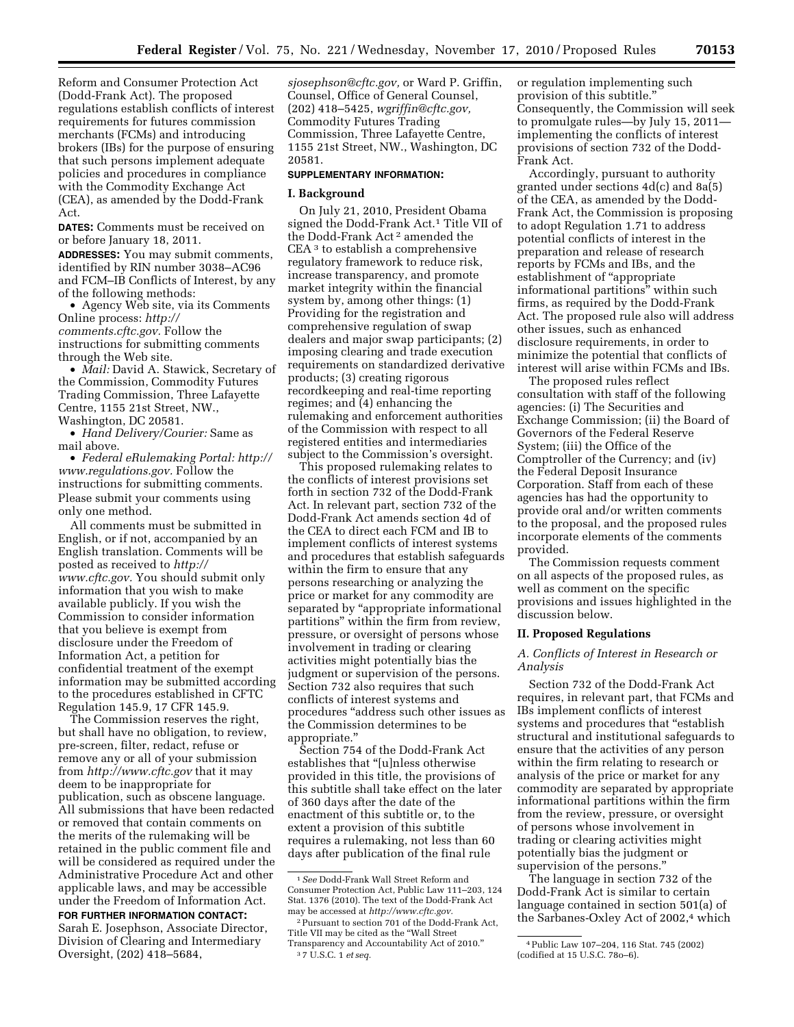Reform and Consumer Protection Act (Dodd-Frank Act). The proposed regulations establish conflicts of interest requirements for futures commission merchants (FCMs) and introducing brokers (IBs) for the purpose of ensuring that such persons implement adequate policies and procedures in compliance with the Commodity Exchange Act (CEA), as amended by the Dodd-Frank Act.

**DATES:** Comments must be received on or before January 18, 2011.

**ADDRESSES:** You may submit comments, identified by RIN number 3038–AC96 and FCM–IB Conflicts of Interest, by any of the following methods:

- Agency Web site, via its Comments Online process: *http://comments.cftc.gov.* Follow the instructions for submitting comments through the Web site.
- *Mail:* David A. Stawick, Secretary of the Commission, Commodity Futures Trading Commission, Three Lafayette Centre, 1155 21st Street, NW., Washington, DC 20581.
- *Hand Delivery/Courier:* Same as mail above.
- *Federal eRulemaking Portal: http://www.regulations.gov.* Follow the instructions for submitting comments. Please submit your comments using only one method.

All comments must be submitted in English, or if not, accompanied by an English translation. Comments will be posted as received to *http://www.cftc.gov.* You should submit only information that you wish to make available publicly. If you wish the Commission to consider information that you believe is exempt from disclosure under the Freedom of Information Act, a petition for confidential treatment of the exempt information may be submitted according to the procedures established in CFTC Regulation 145.9, 17 CFR 145.9.

The Commission reserves the right, but shall have no obligation, to review, pre-screen, filter, redact, refuse or remove any or all of your submission from *http://www.cftc.gov* that it may deem to be inappropriate for publication, such as obscene language. All submissions that have been redacted or removed that contain comments on the merits of the rulemaking will be retained in the public comment file and will be considered as required under the Administrative Procedure Act and other applicable laws, and may be accessible under the Freedom of Information Act.

**FOR FURTHER INFORMATION CONTACT:** Sarah E. Josephson, Associate Director, Division of Clearing and Intermediary Oversight, (202) 418–5684, *sjosephson@cftc.gov,* or Ward P. Griffin, Counsel, Office of General Counsel, (202) 418–5425, *wgriffin@cftc.gov,* Commodity Futures Trading Commission, Three Lafayette Centre, 1155 21st Street, NW., Washington, DC 20581.

**SUPPLEMENTARY INFORMATION:**

## I. Background

On July 21, 2010, President Obama signed the Dodd-Frank Act.[1] Title VII of the Dodd-Frank Act[2] amended the CEA[3] to establish a comprehensive regulatory framework to reduce risk, increase transparency, and promote market integrity within the financial system by, among other things: (1) Providing for the registration and comprehensive regulation of swap dealers and major swap participants; (2) imposing clearing and trade execution requirements on standardized derivative products; (3) creating rigorous recordkeeping and real-time reporting regimes; and (4) enhancing the rulemaking and enforcement authorities of the Commission with respect to all registered entities and intermediaries subject to the Commission's oversight.

This proposed rulemaking relates to the conflicts of interest provisions set forth in section 732 of the Dodd-Frank Act. In relevant part, section 732 of the Dodd-Frank Act amends section 4d of the CEA to direct each FCM and IB to implement conflicts of interest systems and procedures that establish safeguards within the firm to ensure that any persons researching or analyzing the price or market for any commodity are separated by "appropriate informational partitions" within the firm from review, pressure, or oversight of persons whose involvement in trading or clearing activities might potentially bias the judgment or supervision of the persons. Section 732 also requires that such conflicts of interest systems and procedures "address such other issues as the Commission determines to be appropriate."

Section 754 of the Dodd-Frank Act establishes that "[u]nless otherwise provided in this title, the provisions of this subtitle shall take effect on the later of 360 days after the date of the enactment of this subtitle or, to the extent a provision of this subtitle requires a rulemaking, not less than 60 days after publication of the final rule or regulation implementing such provision of this subtitle." Consequently, the Commission will seek to promulgate rules—by July 15, 2011—implementing the conflicts of interest provisions of section 732 of the Dodd-Frank Act.

Accordingly, pursuant to authority granted under sections 4d(c) and 8a(5) of the CEA, as amended by the Dodd-Frank Act, the Commission is proposing to adopt Regulation 1.71 to address potential conflicts of interest in the preparation and release of research reports by FCMs and IBs, and the establishment of "appropriate informational partitions" within such firms, as required by the Dodd-Frank Act. The proposed rule also will address other issues, such as enhanced disclosure requirements, in order to minimize the potential that conflicts of interest will arise within FCMs and IBs.

The proposed rules reflect consultation with staff of the following agencies: (i) The Securities and Exchange Commission; (ii) the Board of Governors of the Federal Reserve System; (iii) the Office of the Comptroller of the Currency; and (iv) the Federal Deposit Insurance Corporation. Staff from each of these agencies has had the opportunity to provide oral and/or written comments to the proposal, and the proposed rules incorporate elements of the comments provided.

The Commission requests comment on all aspects of the proposed rules, as well as comment on the specific provisions and issues highlighted in the discussion below.

## II. Proposed Regulations

### A. Conflicts of Interest in Research or Analysis

Section 732 of the Dodd-Frank Act requires, in relevant part, that FCMs and IBs implement conflicts of interest systems and procedures that "establish structural and institutional safeguards to ensure that the activities of any person within the firm relating to research or analysis of the price or market for any commodity are separated by appropriate informational partitions within the firm from the review, pressure, or oversight of persons whose involvement in trading or clearing activities might potentially bias the judgment or supervision of the persons."

The language in section 732 of the Dodd-Frank Act is similar to certain language contained in section 501(a) of the Sarbanes-Oxley Act of 2002,[4] which

---

[1] *See* Dodd-Frank Wall Street Reform and Consumer Protection Act, Public Law 111–203, 124 Stat. 1376 (2010). The text of the Dodd-Frank Act may be accessed at *http://www.cftc.gov.*

[2] Pursuant to section 701 of the Dodd-Frank Act, Title VII may be cited as the "Wall Street Transparency and Accountability Act of 2010."

[3] 7 U.S.C. 1 *et seq.*

[4] Public Law 107–204, 116 Stat. 745 (2002) (codified at 15 U.S.C. 78o–6).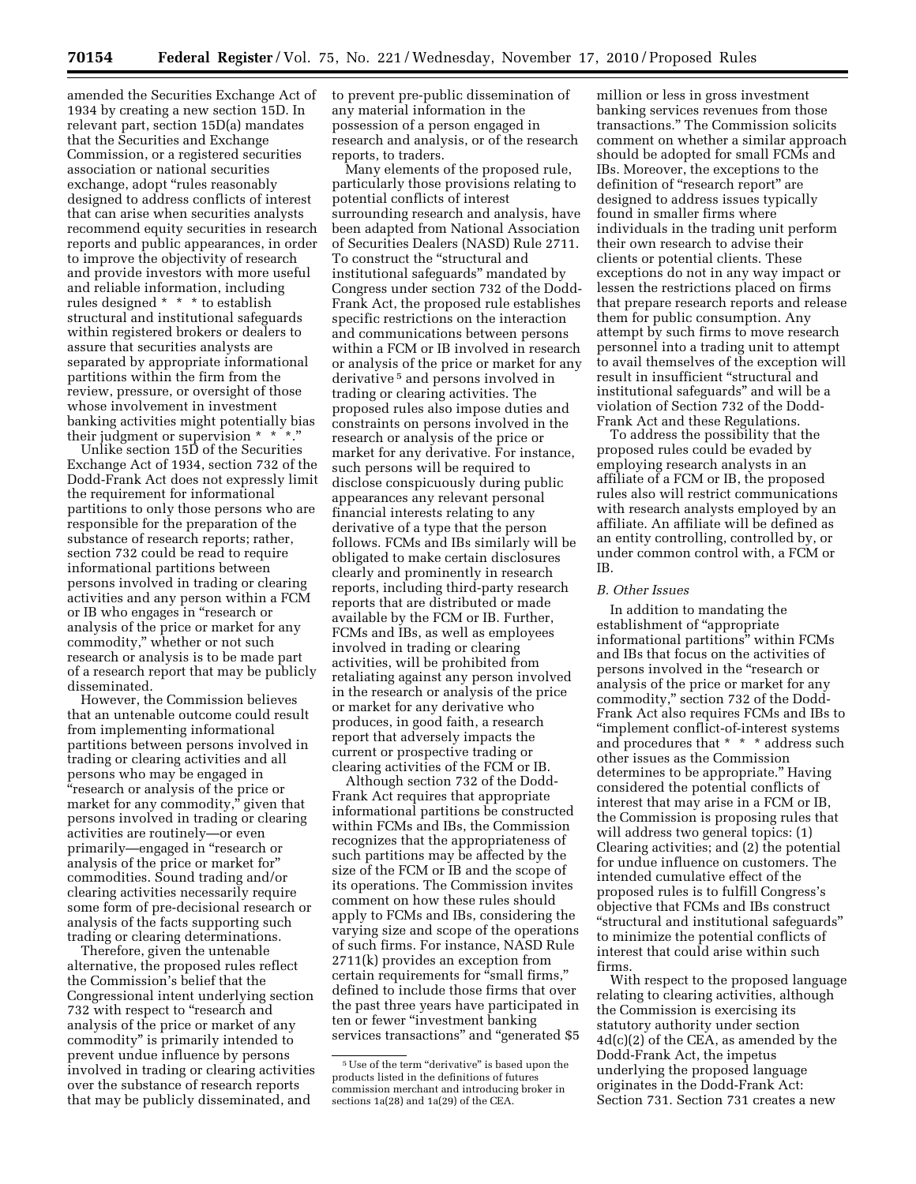amended the Securities Exchange Act of 1934 by creating a new section 15D. In relevant part, section 15D(a) mandates that the Securities and Exchange Commission, or a registered securities association or national securities exchange, adopt "rules reasonably designed to address conflicts of interest that can arise when securities analysts recommend equity securities in research reports and public appearances, in order to improve the objectivity of research and provide investors with more useful and reliable information, including rules designed * * * to establish structural and institutional safeguards within registered brokers or dealers to assure that securities analysts are separated by appropriate informational partitions within the firm from the review, pressure, or oversight of those whose involvement in investment banking activities might potentially bias their judgment or supervision * * *."

Unlike section 15D of the Securities Exchange Act of 1934, section 732 of the Dodd-Frank Act does not expressly limit the requirement for informational partitions to only those persons who are responsible for the preparation of the substance of research reports; rather, section 732 could be read to require informational partitions between persons involved in trading or clearing activities and any person within a FCM or IB who engages in "research or analysis of the price or market for any commodity," whether or not such research or analysis is to be made part of a research report that may be publicly disseminated.

However, the Commission believes that an untenable outcome could result from implementing informational partitions between persons involved in trading or clearing activities and all persons who may be engaged in "research or analysis of the price or market for any commodity," given that persons involved in trading or clearing activities are routinely—or even primarily—engaged in "research or analysis of the price or market for" commodities. Sound trading and/or clearing activities necessarily require some form of pre-decisional research or analysis of the facts supporting such trading or clearing determinations.

Therefore, given the untenable alternative, the proposed rules reflect the Commission's belief that the Congressional intent underlying section 732 with respect to "research and analysis of the price or market of any commodity" is primarily intended to prevent undue influence by persons involved in trading or clearing activities over the substance of research reports that may be publicly disseminated, and to prevent pre-public dissemination of any material information in the possession of a person engaged in research and analysis, or of the research reports, to traders.

Many elements of the proposed rule, particularly those provisions relating to potential conflicts of interest surrounding research and analysis, have been adapted from National Association of Securities Dealers (NASD) Rule 2711. To construct the "structural and institutional safeguards" mandated by Congress under section 732 of the Dodd-Frank Act, the proposed rule establishes specific restrictions on the interaction and communications between persons within a FCM or IB involved in research or analysis of the price or market for any derivative[5] and persons involved in trading or clearing activities. The proposed rules also impose duties and constraints on persons involved in the research or analysis of the price or market for any derivative. For instance, such persons will be required to disclose conspicuously during public appearances any relevant personal financial interests relating to any derivative of a type that the person follows. FCMs and IBs similarly will be obligated to make certain disclosures clearly and prominently in research reports, including third-party research reports that are distributed or made available by the FCM or IB. Further, FCMs and IBs, as well as employees involved in trading or clearing activities, will be prohibited from retaliating against any person involved in the research or analysis of the price or market for any derivative who produces, in good faith, a research report that adversely impacts the current or prospective trading or clearing activities of the FCM or IB.

Although section 732 of the Dodd-Frank Act requires that appropriate informational partitions be constructed within FCMs and IBs, the Commission recognizes that the appropriateness of such partitions may be affected by the size of the FCM or IB and the scope of its operations. The Commission invites comment on how these rules should apply to FCMs and IBs, considering the varying size and scope of the operations of such firms. For instance, NASD Rule 2711(k) provides an exception from certain requirements for "small firms," defined to include those firms that over the past three years have participated in ten or fewer "investment banking services transactions" and "generated $5 million or less in gross investment banking services revenues from those transactions." The Commission solicits comment on whether a similar approach should be adopted for small FCMs and IBs. Moreover, the exceptions to the definition of "research report" are designed to address issues typically found in smaller firms where individuals in the trading unit perform their own research to advise their clients or potential clients. These exceptions do not in any way impact or lessen the restrictions placed on firms that prepare research reports and release them for public consumption. Any attempt by such firms to move research personnel into a trading unit to attempt to avail themselves of the exception will result in insufficient "structural and institutional safeguards" and will be a violation of Section 732 of the Dodd-Frank Act and these Regulations.

To address the possibility that the proposed rules could be evaded by employing research analysts in an affiliate of a FCM or IB, the proposed rules also will restrict communications with research analysts employed by an affiliate. An affiliate will be defined as an entity controlling, controlled by, or under common control with, a FCM or IB.

### *B. Other Issues*

In addition to mandating the establishment of "appropriate informational partitions" within FCMs and IBs that focus on the activities of persons involved in the "research or analysis of the price or market for any commodity," section 732 of the Dodd-Frank Act also requires FCMs and IBs to "implement conflict-of-interest systems and procedures that * * * address such other issues as the Commission determines to be appropriate." Having considered the potential conflicts of interest that may arise in a FCM or IB, the Commission is proposing rules that will address two general topics: (1) Clearing activities; and (2) the potential for undue influence on customers. The intended cumulative effect of the proposed rules is to fulfill Congress's objective that FCMs and IBs construct "structural and institutional safeguards" to minimize the potential conflicts of interest that could arise within such firms.

With respect to the proposed language relating to clearing activities, although the Commission is exercising its statutory authority under section 4d(c)(2) of the CEA, as amended by the Dodd-Frank Act, the impetus underlying the proposed language originates in the Dodd-Frank Act: Section 731. Section 731 creates a new

[5] Use of the term "derivative" is based upon the products listed in the definitions of futures commission merchant and introducing broker in sections 1a(28) and 1a(29) of the CEA.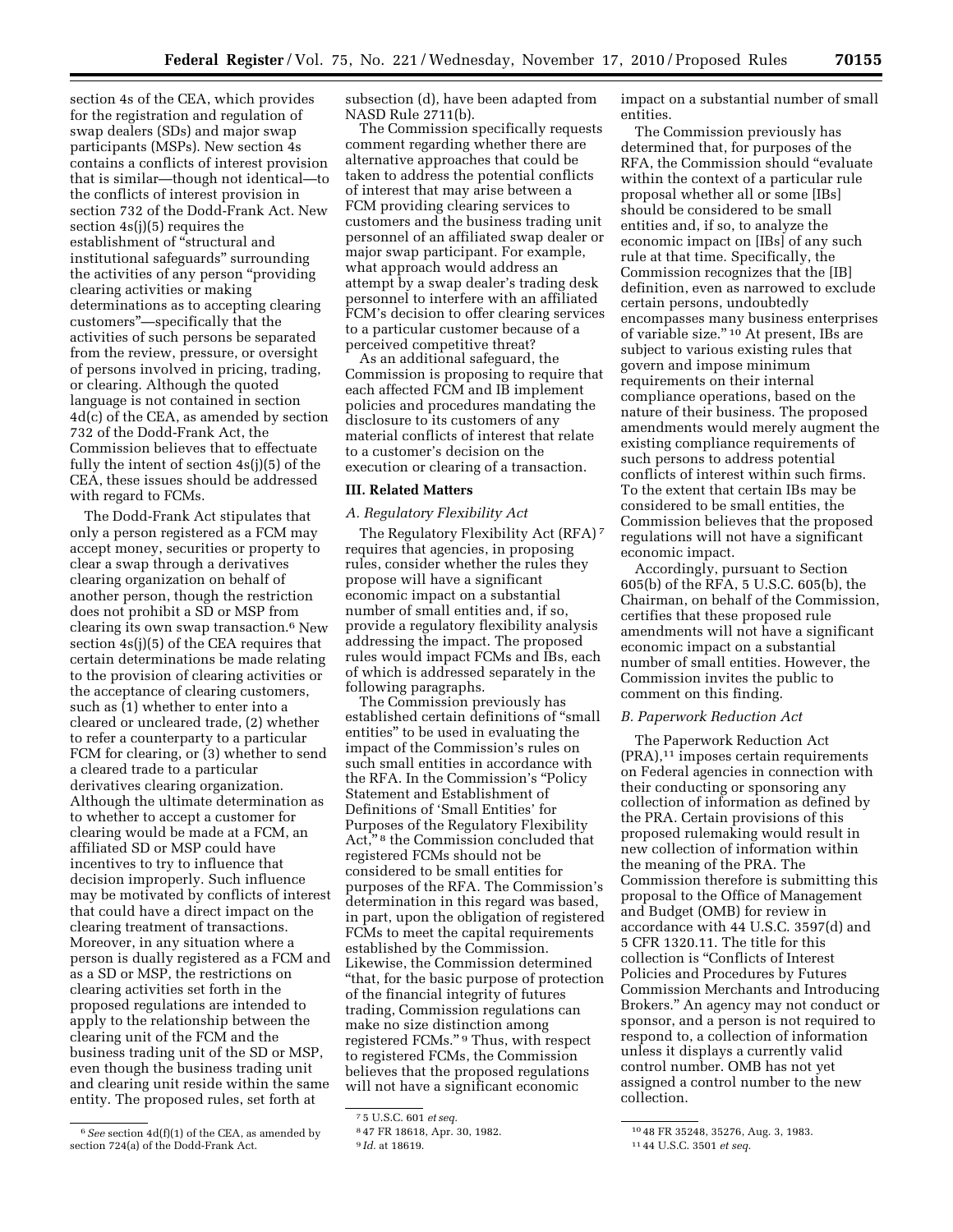section 4s of the CEA, which provides for the registration and regulation of swap dealers (SDs) and major swap participants (MSPs). New section 4s contains a conflicts of interest provision that is similar—though not identical—to the conflicts of interest provision in section 732 of the Dodd-Frank Act. New section 4s(j)(5) requires the establishment of "structural and institutional safeguards" surrounding the activities of any person "providing clearing activities or making determinations as to accepting clearing customers"—specifically that the activities of such persons be separated from the review, pressure, or oversight of persons involved in pricing, trading, or clearing. Although the quoted language is not contained in section 4d(c) of the CEA, as amended by section 732 of the Dodd-Frank Act, the Commission believes that to effectuate fully the intent of section 4s(j)(5) of the CEA, these issues should be addressed with regard to FCMs.

The Dodd-Frank Act stipulates that only a person registered as a FCM may accept money, securities or property to clear a swap through a derivatives clearing organization on behalf of another person, though the restriction does not prohibit a SD or MSP from clearing its own swap transaction.[6] New section 4s(j)(5) of the CEA requires that certain determinations be made relating to the provision of clearing activities or the acceptance of clearing customers, such as (1) whether to enter into a cleared or uncleared trade, (2) whether to refer a counterparty to a particular FCM for clearing, or (3) whether to send a cleared trade to a particular derivatives clearing organization. Although the ultimate determination as to whether to accept a customer for clearing would be made at a FCM, an affiliated SD or MSP could have incentives to try to influence that decision improperly. Such influence may be motivated by conflicts of interest that could have a direct impact on the clearing treatment of transactions. Moreover, in any situation where a person is dually registered as a FCM and as a SD or MSP, the restrictions on clearing activities set forth in the proposed regulations are intended to apply to the relationship between the clearing unit of the FCM and the business trading unit of the SD or MSP, even though the business trading unit and clearing unit reside within the same entity. The proposed rules, set forth at subsection (d), have been adapted from NASD Rule 2711(b).

The Commission specifically requests comment regarding whether there are alternative approaches that could be taken to address the potential conflicts of interest that may arise between a FCM providing clearing services to customers and the business trading unit personnel of an affiliated swap dealer or major swap participant. For example, what approach would address an attempt by a swap dealer's trading desk personnel to interfere with an affiliated FCM's decision to offer clearing services to a particular customer because of a perceived competitive threat?

As an additional safeguard, the Commission is proposing to require that each affected FCM and IB implement policies and procedures mandating the disclosure to its customers of any material conflicts of interest that relate to a customer's decision on the execution or clearing of a transaction.

## III. Related Matters

### A. Regulatory Flexibility Act

The Regulatory Flexibility Act (RFA)[7] requires that agencies, in proposing rules, consider whether the rules they propose will have a significant economic impact on a substantial number of small entities and, if so, provide a regulatory flexibility analysis addressing the impact. The proposed rules would impact FCMs and IBs, each of which is addressed separately in the following paragraphs.

The Commission previously has established certain definitions of "small entities" to be used in evaluating the impact of the Commission's rules on such small entities in accordance with the RFA. In the Commission's "Policy Statement and Establishment of Definitions of 'Small Entities' for Purposes of the Regulatory Flexibility Act,"[8] the Commission concluded that registered FCMs should not be considered to be small entities for purposes of the RFA. The Commission's determination in this regard was based, in part, upon the obligation of registered FCMs to meet the capital requirements established by the Commission. Likewise, the Commission determined "that, for the basic purpose of protection of the financial integrity of futures trading, Commission regulations can make no size distinction among registered FCMs."[9] Thus, with respect to registered FCMs, the Commission believes that the proposed regulations will not have a significant economic impact on a substantial number of small entities.

The Commission previously has determined that, for purposes of the RFA, the Commission should "evaluate within the context of a particular rule proposal whether all or some [IBs] should be considered to be small entities and, if so, to analyze the economic impact on [IBs] of any such rule at that time. Specifically, the Commission recognizes that the [IB] definition, even as narrowed to exclude certain persons, undoubtedly encompasses many business enterprises of variable size."[10] At present, IBs are subject to various existing rules that govern and impose minimum requirements on their internal compliance operations, based on the nature of their business. The proposed amendments would merely augment the existing compliance requirements of such persons to address potential conflicts of interest within such firms. To the extent that certain IBs may be considered to be small entities, the Commission believes that the proposed regulations will not have a significant economic impact.

Accordingly, pursuant to Section 605(b) of the RFA, 5 U.S.C. 605(b), the Chairman, on behalf of the Commission, certifies that these proposed rule amendments will not have a significant economic impact on a substantial number of small entities. However, the Commission invites the public to comment on this finding.

### B. Paperwork Reduction Act

The Paperwork Reduction Act (PRA),[11] imposes certain requirements on Federal agencies in connection with their conducting or sponsoring any collection of information as defined by the PRA. Certain provisions of this proposed rulemaking would result in new collection of information within the meaning of the PRA. The Commission therefore is submitting this proposal to the Office of Management and Budget (OMB) for review in accordance with 44 U.S.C. 3597(d) and 5 CFR 1320.11. The title for this collection is "Conflicts of Interest Policies and Procedures by Futures Commission Merchants and Introducing Brokers." An agency may not conduct or sponsor, and a person is not required to respond to, a collection of information unless it displays a currently valid control number. OMB has not yet assigned a control number to the new collection.

---

[6] *See* section 4d(f)(1) of the CEA, as amended by section 724(a) of the Dodd-Frank Act.

[7] 5 U.S.C. 601 *et seq.*

[8] 47 FR 18618, Apr. 30, 1982.

[9] *Id.* at 18619.

[10] 48 FR 35248, 35276, Aug. 3, 1983.

[11] 44 U.S.C. 3501 *et seq.*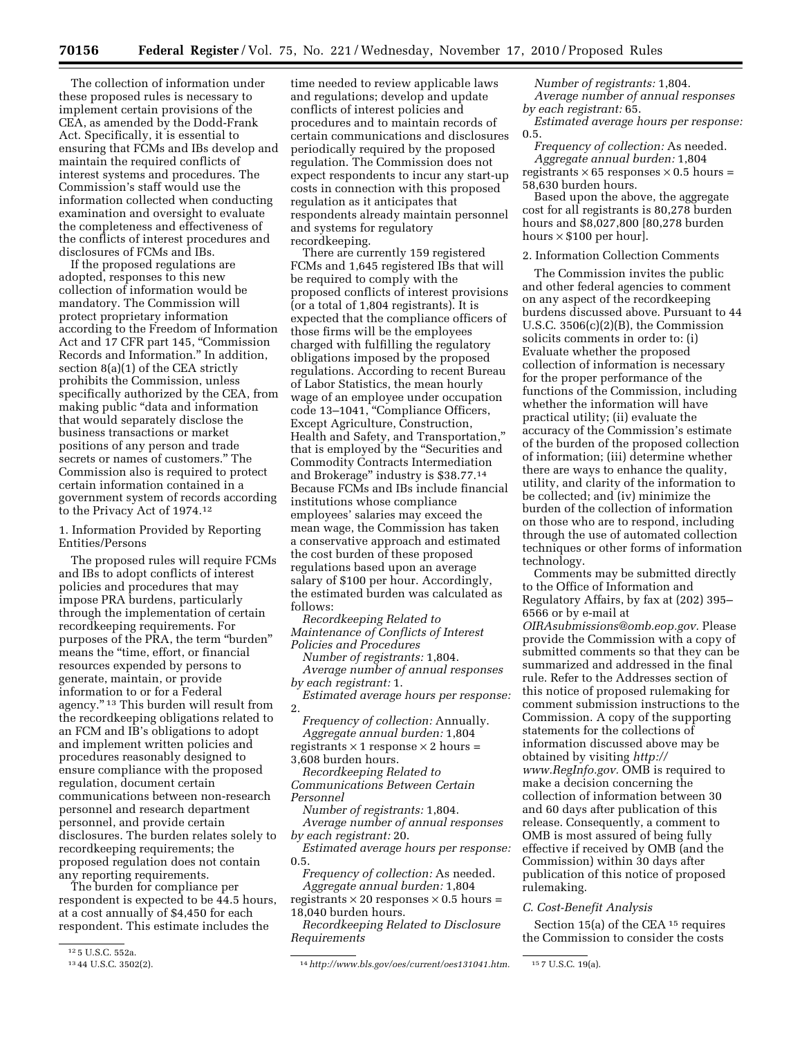The collection of information under these proposed rules is necessary to implement certain provisions of the CEA, as amended by the Dodd-Frank Act. Specifically, it is essential to ensuring that FCMs and IBs develop and maintain the required conflicts of interest systems and procedures. The Commission's staff would use the information collected when conducting examination and oversight to evaluate the completeness and effectiveness of the conflicts of interest procedures and disclosures of FCMs and IBs.

If the proposed regulations are adopted, responses to this new collection of information would be mandatory. The Commission will protect proprietary information according to the Freedom of Information Act and 17 CFR part 145, "Commission Records and Information." In addition, section 8(a)(1) of the CEA strictly prohibits the Commission, unless specifically authorized by the CEA, from making public "data and information that would separately disclose the business transactions or market positions of any person and trade secrets or names of customers." The Commission also is required to protect certain information contained in a government system of records according to the Privacy Act of 1974.[12]

1. Information Provided by Reporting Entities/Persons

The proposed rules will require FCMs and IBs to adopt conflicts of interest policies and procedures that may impose PRA burdens, particularly through the implementation of certain recordkeeping requirements. For purposes of the PRA, the term "burden" means the "time, effort, or financial resources expended by persons to generate, maintain, or provide information to or for a Federal agency."[13] This burden will result from the recordkeeping obligations related to an FCM and IB's obligations to adopt and implement written policies and procedures reasonably designed to ensure compliance with the proposed regulation, document certain communications between non-research personnel and research department personnel, and provide certain disclosures. The burden relates solely to recordkeeping requirements; the proposed regulation does not contain any reporting requirements.

The burden for compliance per respondent is expected to be 44.5 hours, at a cost annually of $4,450 for each respondent. This estimate includes the time needed to review applicable laws and regulations; develop and update conflicts of interest policies and procedures and to maintain records of certain communications and disclosures periodically required by the proposed regulation. The Commission does not expect respondents to incur any start-up costs in connection with this proposed regulation as it anticipates that respondents already maintain personnel and systems for regulatory recordkeeping.

There are currently 159 registered FCMs and 1,645 registered IBs that will be required to comply with the proposed conflicts of interest provisions (or a total of 1,804 registrants). It is expected that the compliance officers of those firms will be the employees charged with fulfilling the regulatory obligations imposed by the proposed regulations. According to recent Bureau of Labor Statistics, the mean hourly wage of an employee under occupation code 13–1041, "Compliance Officers, Except Agriculture, Construction, Health and Safety, and Transportation," that is employed by the "Securities and Commodity Contracts Intermediation and Brokerage" industry is $38.77.[14] Because FCMs and IBs include financial institutions whose compliance employees' salaries may exceed the mean wage, the Commission has taken a conservative approach and estimated the cost burden of these proposed regulations based upon an average salary of $100 per hour. Accordingly, the estimated burden was calculated as follows:

*Recordkeeping Related to Maintenance of Conflicts of Interest Policies and Procedures*

*Number of registrants:* 1,804.

*Average number of annual responses by each registrant:* 1.

*Estimated average hours per response:* 2.

*Frequency of collection:* Annually.

*Aggregate annual burden:* 1,804 registrants × 1 response × 2 hours = 3,608 burden hours.

*Recordkeeping Related to Communications Between Certain Personnel*

*Number of registrants:* 1,804.

*Average number of annual responses by each registrant:* 20.

*Estimated average hours per response:* 0.5.

*Frequency of collection:* As needed.

*Aggregate annual burden:* 1,804 registrants × 20 responses × 0.5 hours = 18,040 burden hours.

*Recordkeeping Related to Disclosure Requirements*

*Number of registrants:* 1,804.

*Average number of annual responses by each registrant:* 65.

*Estimated average hours per response:* 0.5.

*Frequency of collection:* As needed.

*Aggregate annual burden:* 1,804 registrants × 65 responses × 0.5 hours = 58,630 burden hours.

Based upon the above, the aggregate cost for all registrants is 80,278 burden hours and $8,027,800 [80,278 burden hours × $100 per hour].

2. Information Collection Comments

The Commission invites the public and other federal agencies to comment on any aspect of the recordkeeping burdens discussed above. Pursuant to 44 U.S.C. 3506(c)(2)(B), the Commission solicits comments in order to: (i) Evaluate whether the proposed collection of information is necessary for the proper performance of the functions of the Commission, including whether the information will have practical utility; (ii) evaluate the accuracy of the Commission's estimate of the burden of the proposed collection of information; (iii) determine whether there are ways to enhance the quality, utility, and clarity of the information to be collected; and (iv) minimize the burden of the collection of information on those who are to respond, including through the use of automated collection techniques or other forms of information technology.

Comments may be submitted directly to the Office of Information and Regulatory Affairs, by fax at (202) 395–6566 or by e-mail at *OIRAsubmissions@omb.eop.gov.* Please provide the Commission with a copy of submitted comments so that they can be summarized and addressed in the final rule. Refer to the Addresses section of this notice of proposed rulemaking for comment submission instructions to the Commission. A copy of the supporting statements for the collections of information discussed above may be obtained by visiting *http://www.RegInfo.gov.* OMB is required to make a decision concerning the collection of information between 30 and 60 days after publication of this release. Consequently, a comment to OMB is most assured of being fully effective if received by OMB (and the Commission) within 30 days after publication of this notice of proposed rulemaking.

*C. Cost-Benefit Analysis*

Section 15(a) of the CEA[15] requires the Commission to consider the costs

---

[12] 5 U.S.C. 552a.

[13] 44 U.S.C. 3502(2).

[14] *http://www.bls.gov/oes/current/oes131041.htm.*

[15] 7 U.S.C. 19(a).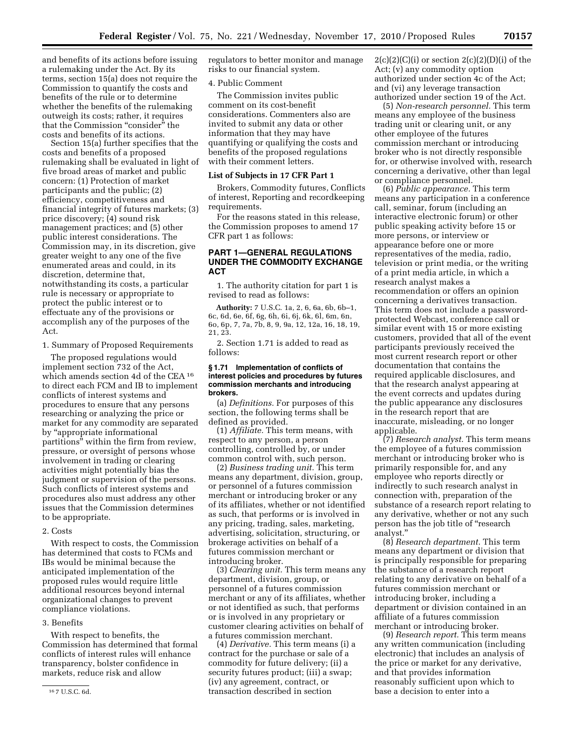and benefits of its actions before issuing a rulemaking under the Act. By its terms, section 15(a) does not require the Commission to quantify the costs and benefits of the rule or to determine whether the benefits of the rulemaking outweigh its costs; rather, it requires that the Commission "consider" the costs and benefits of its actions.

Section 15(a) further specifies that the costs and benefits of a proposed rulemaking shall be evaluated in light of five broad areas of market and public concern: (1) Protection of market participants and the public; (2) efficiency, competitiveness and financial integrity of futures markets; (3) price discovery; (4) sound risk management practices; and (5) other public interest considerations. The Commission may, in its discretion, give greater weight to any one of the five enumerated areas and could, in its discretion, determine that, notwithstanding its costs, a particular rule is necessary or appropriate to protect the public interest or to effectuate any of the provisions or accomplish any of the purposes of the Act.

1. Summary of Proposed Requirements

The proposed regulations would implement section 732 of the Act, which amends section 4d of the CEA [16] to direct each FCM and IB to implement conflicts of interest systems and procedures to ensure that any persons researching or analyzing the price or market for any commodity are separated by "appropriate informational partitions" within the firm from review, pressure, or oversight of persons whose involvement in trading or clearing activities might potentially bias the judgment or supervision of the persons. Such conflicts of interest systems and procedures also must address any other issues that the Commission determines to be appropriate.

2. Costs

With respect to costs, the Commission has determined that costs to FCMs and IBs would be minimal because the anticipated implementation of the proposed rules would require little additional resources beyond internal organizational changes to prevent compliance violations.

3. Benefits

With respect to benefits, the Commission has determined that formal conflicts of interest rules will enhance transparency, bolster confidence in markets, reduce risk and allow regulators to better monitor and manage risks to our financial system.

4. Public Comment

The Commission invites public comment on its cost-benefit considerations. Commenters also are invited to submit any data or other information that they may have quantifying or qualifying the costs and benefits of the proposed regulations with their comment letters.

**List of Subjects in 17 CFR Part 1**

Brokers, Commodity futures, Conflicts of interest, Reporting and recordkeeping requirements.

For the reasons stated in this release, the Commission proposes to amend 17 CFR part 1 as follows:

## PART 1—GENERAL REGULATIONS UNDER THE COMMODITY EXCHANGE ACT

1. The authority citation for part 1 is revised to read as follows:

**Authority:** 7 U.S.C. 1a, 2, 6, 6a, 6b, 6b–1, 6c, 6d, 6e, 6f, 6g, 6h, 6i, 6j, 6k, 6l, 6m, 6n, 6o, 6p, 7, 7a, 7b, 8, 9, 9a, 12, 12a, 16, 18, 19, 21, 23.

2. Section 1.71 is added to read as follows:

**§ 1.71 Implementation of conflicts of interest policies and procedures by futures commission merchants and introducing brokers.**

(a) *Definitions.* For purposes of this section, the following terms shall be defined as provided.

(1) *Affiliate.* This term means, with respect to any person, a person controlling, controlled by, or under common control with, such person.

(2) *Business trading unit.* This term means any department, division, group, or personnel of a futures commission merchant or introducing broker or any of its affiliates, whether or not identified as such, that performs or is involved in any pricing, trading, sales, marketing, advertising, solicitation, structuring, or brokerage activities on behalf of a futures commission merchant or introducing broker.

(3) *Clearing unit.* This term means any department, division, group, or personnel of a futures commission merchant or any of its affiliates, whether or not identified as such, that performs or is involved in any proprietary or customer clearing activities on behalf of a futures commission merchant.

(4) *Derivative.* This term means (i) a contract for the purchase or sale of a commodity for future delivery; (ii) a security futures product; (iii) a swap; (iv) any agreement, contract, or transaction described in section 2(c)(2)(C)(i) or section 2(c)(2)(D)(i) of the Act; (v) any commodity option authorized under section 4c of the Act; and (vi) any leverage transaction authorized under section 19 of the Act.

(5) *Non-research personnel.* This term means any employee of the business trading unit or clearing unit, or any other employee of the futures commission merchant or introducing broker who is not directly responsible for, or otherwise involved with, research concerning a derivative, other than legal or compliance personnel.

(6) *Public appearance.* This term means any participation in a conference call, seminar, forum (including an interactive electronic forum) or other public speaking activity before 15 or more persons, or interview or appearance before one or more representatives of the media, radio, television or print media, or the writing of a print media article, in which a research analyst makes a recommendation or offers an opinion concerning a derivatives transaction. This term does not include a password-protected Webcast, conference call or similar event with 15 or more existing customers, provided that all of the event participants previously received the most current research report or other documentation that contains the required applicable disclosures, and that the research analyst appearing at the event corrects and updates during the public appearance any disclosures in the research report that are inaccurate, misleading, or no longer applicable.

(7) *Research analyst.* This term means the employee of a futures commission merchant or introducing broker who is primarily responsible for, and any employee who reports directly or indirectly to such research analyst in connection with, preparation of the substance of a research report relating to any derivative, whether or not any such person has the job title of "research analyst."

(8) *Research department.* This term means any department or division that is principally responsible for preparing the substance of a research report relating to any derivative on behalf of a futures commission merchant or introducing broker, including a department or division contained in an affiliate of a futures commission merchant or introducing broker.

(9) *Research report.* This term means any written communication (including electronic) that includes an analysis of the price or market for any derivative, and that provides information reasonably sufficient upon which to base a decision to enter into a

[16] 7 U.S.C. 6d.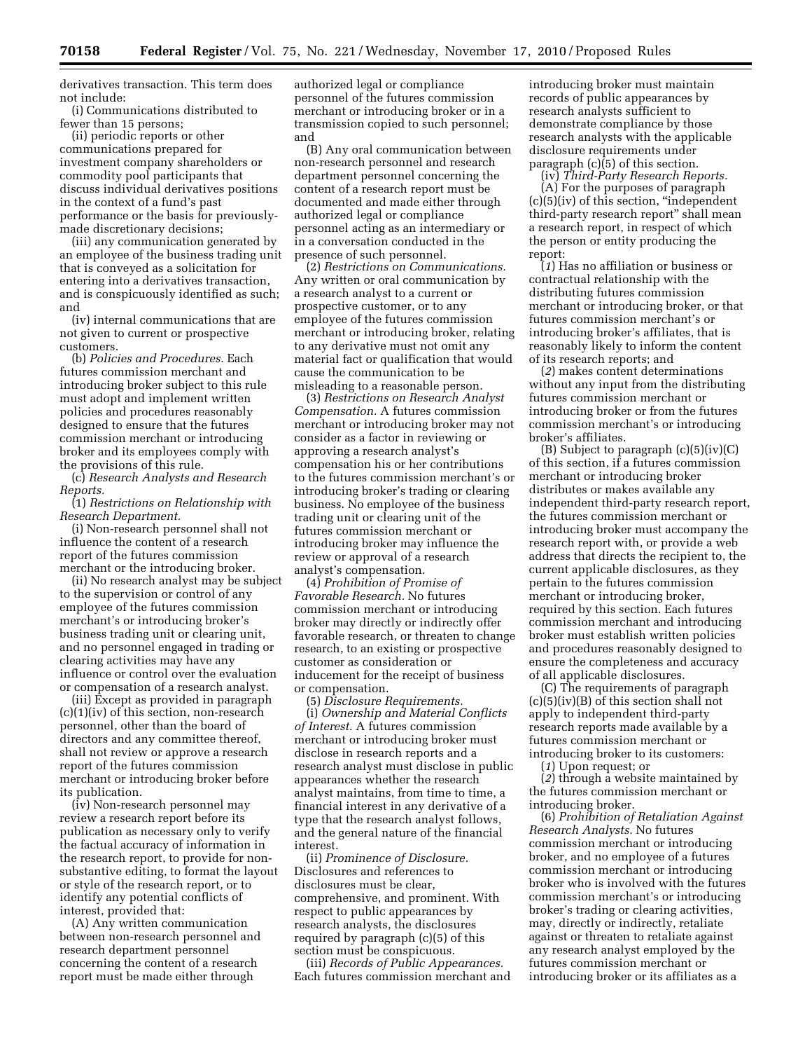derivatives transaction. This term does not include:

(i) Communications distributed to fewer than 15 persons;

(ii) periodic reports or other communications prepared for investment company shareholders or commodity pool participants that discuss individual derivatives positions in the context of a fund's past performance or the basis for previously-made discretionary decisions;

(iii) any communication generated by an employee of the business trading unit that is conveyed as a solicitation for entering into a derivatives transaction, and is conspicuously identified as such; and

(iv) internal communications that are not given to current or prospective customers.

(b) *Policies and Procedures.* Each futures commission merchant and introducing broker subject to this rule must adopt and implement written policies and procedures reasonably designed to ensure that the futures commission merchant or introducing broker and its employees comply with the provisions of this rule.

(c) *Research Analysts and Research Reports.*

(1) *Restrictions on Relationship with Research Department.*

(i) Non-research personnel shall not influence the content of a research report of the futures commission merchant or the introducing broker.

(ii) No research analyst may be subject to the supervision or control of any employee of the futures commission merchant's or introducing broker's business trading unit or clearing unit, and no personnel engaged in trading or clearing activities may have any influence or control over the evaluation or compensation of a research analyst.

(iii) Except as provided in paragraph (c)(1)(iv) of this section, non-research personnel, other than the board of directors and any committee thereof, shall not review or approve a research report of the futures commission merchant or introducing broker before its publication.

(iv) Non-research personnel may review a research report before its publication as necessary only to verify the factual accuracy of information in the research report, to provide for non-substantive editing, to format the layout or style of the research report, or to identify any potential conflicts of interest, provided that:

(A) Any written communication between non-research personnel and research department personnel concerning the content of a research report must be made either through authorized legal or compliance personnel of the futures commission merchant or introducing broker or in a transmission copied to such personnel; and

(B) Any oral communication between non-research personnel and research department personnel concerning the content of a research report must be documented and made either through authorized legal or compliance personnel acting as an intermediary or in a conversation conducted in the presence of such personnel.

(2) *Restrictions on Communications.* Any written or oral communication by a research analyst to a current or prospective customer, or to any employee of the futures commission merchant or introducing broker, relating to any derivative must not omit any material fact or qualification that would cause the communication to be misleading to a reasonable person.

(3) *Restrictions on Research Analyst Compensation.* A futures commission merchant or introducing broker may not consider as a factor in reviewing or approving a research analyst's compensation his or her contributions to the futures commission merchant's or introducing broker's trading or clearing business. No employee of the business trading unit or clearing unit of the futures commission merchant or introducing broker may influence the review or approval of a research analyst's compensation.

(4) *Prohibition of Promise of Favorable Research.* No futures commission merchant or introducing broker may directly or indirectly offer favorable research, or threaten to change research, to an existing or prospective customer as consideration or inducement for the receipt of business or compensation.

(5) *Disclosure Requirements.*

(i) *Ownership and Material Conflicts of Interest.* A futures commission merchant or introducing broker must disclose in research reports and a research analyst must disclose in public appearances whether the research analyst maintains, from time to time, a financial interest in any derivative of a type that the research analyst follows, and the general nature of the financial interest.

(ii) *Prominence of Disclosure.* Disclosures and references to disclosures must be clear, comprehensive, and prominent. With respect to public appearances by research analysts, the disclosures required by paragraph (c)(5) of this section must be conspicuous.

(iii) *Records of Public Appearances.* Each futures commission merchant and introducing broker must maintain records of public appearances by research analysts sufficient to demonstrate compliance by those research analysts with the applicable disclosure requirements under paragraph (c)(5) of this section.

(iv) *Third-Party Research Reports.*

(A) For the purposes of paragraph (c)(5)(iv) of this section, "independent third-party research report" shall mean a research report, in respect of which the person or entity producing the report:

(*1*) Has no affiliation or business or contractual relationship with the distributing futures commission merchant or introducing broker, or that futures commission merchant's or introducing broker's affiliates, that is reasonably likely to inform the content of its research reports; and

(*2*) makes content determinations without any input from the distributing futures commission merchant or introducing broker or from the futures commission merchant's or introducing broker's affiliates.

(B) Subject to paragraph (c)(5)(iv)(C) of this section, if a futures commission merchant or introducing broker distributes or makes available any independent third-party research report, the futures commission merchant or introducing broker must accompany the research report with, or provide a web address that directs the recipient to, the current applicable disclosures, as they pertain to the futures commission merchant or introducing broker, required by this section. Each futures commission merchant and introducing broker must establish written policies and procedures reasonably designed to ensure the completeness and accuracy of all applicable disclosures.

(C) The requirements of paragraph (c)(5)(iv)(B) of this section shall not apply to independent third-party research reports made available by a futures commission merchant or introducing broker to its customers:

(*1*) Upon request; or

(*2*) through a website maintained by the futures commission merchant or introducing broker.

(6) *Prohibition of Retaliation Against Research Analysts.* No futures commission merchant or introducing broker, and no employee of a futures commission merchant or introducing broker who is involved with the futures commission merchant's or introducing broker's trading or clearing activities, may, directly or indirectly, retaliate against or threaten to retaliate against any research analyst employed by the futures commission merchant or introducing broker or its affiliates as a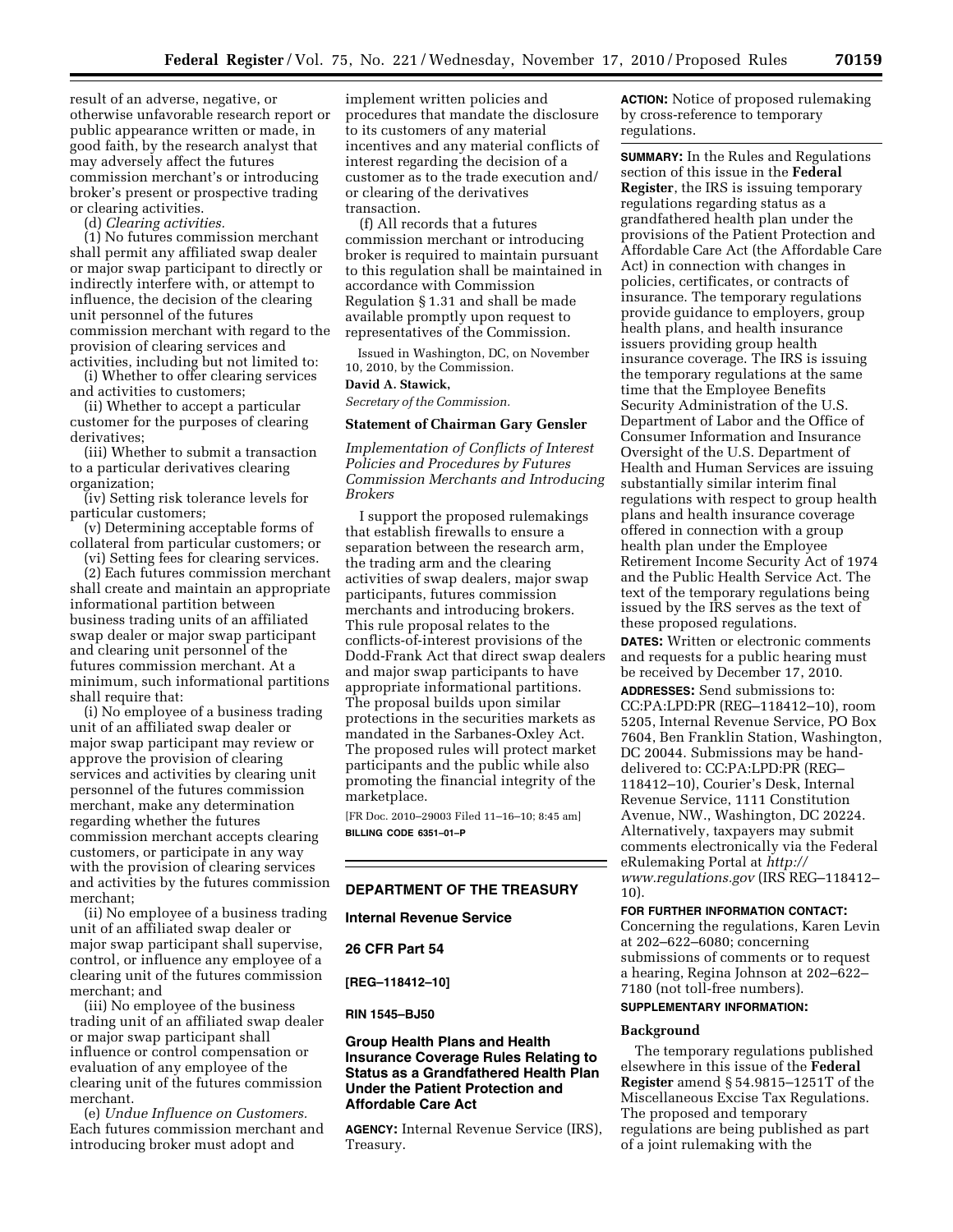result of an adverse, negative, or otherwise unfavorable research report or public appearance written or made, in good faith, by the research analyst that may adversely affect the futures commission merchant's or introducing broker's present or prospective trading or clearing activities.

(d) *Clearing activities.*

(1) No futures commission merchant shall permit any affiliated swap dealer or major swap participant to directly or indirectly interfere with, or attempt to influence, the decision of the clearing unit personnel of the futures commission merchant with regard to the provision of clearing services and activities, including but not limited to:

(i) Whether to offer clearing services and activities to customers;

(ii) Whether to accept a particular customer for the purposes of clearing derivatives;

(iii) Whether to submit a transaction to a particular derivatives clearing organization;

(iv) Setting risk tolerance levels for particular customers;

(v) Determining acceptable forms of collateral from particular customers; or

(vi) Setting fees for clearing services.

(2) Each futures commission merchant shall create and maintain an appropriate informational partition between business trading units of an affiliated swap dealer or major swap participant and clearing unit personnel of the futures commission merchant. At a minimum, such informational partitions shall require that:

(i) No employee of a business trading unit of an affiliated swap dealer or major swap participant may review or approve the provision of clearing services and activities by clearing unit personnel of the futures commission merchant, make any determination regarding whether the futures commission merchant accepts clearing customers, or participate in any way with the provision of clearing services and activities by the futures commission merchant;

(ii) No employee of a business trading unit of an affiliated swap dealer or major swap participant shall supervise, control, or influence any employee of a clearing unit of the futures commission merchant; and

(iii) No employee of the business trading unit of an affiliated swap dealer or major swap participant shall influence or control compensation or evaluation of any employee of the clearing unit of the futures commission merchant.

(e) *Undue Influence on Customers.* Each futures commission merchant and introducing broker must adopt and implement written policies and procedures that mandate the disclosure to its customers of any material incentives and any material conflicts of interest regarding the decision of a customer as to the trade execution and/or clearing of the derivatives transaction.

(f) All records that a futures commission merchant or introducing broker is required to maintain pursuant to this regulation shall be maintained in accordance with Commission Regulation § 1.31 and shall be made available promptly upon request to representatives of the Commission.

Issued in Washington, DC, on November 10, 2010, by the Commission.

**David A. Stawick,**

*Secretary of the Commission.*

### Statement of Chairman Gary Gensler

*Implementation of Conflicts of Interest Policies and Procedures by Futures Commission Merchants and Introducing Brokers*

I support the proposed rulemakings that establish firewalls to ensure a separation between the research arm, the trading arm and the clearing activities of swap dealers, major swap participants, futures commission merchants and introducing brokers. This rule proposal relates to the conflicts-of-interest provisions of the Dodd-Frank Act that direct swap dealers and major swap participants to have appropriate informational partitions. The proposal builds upon similar protections in the securities markets as mandated in the Sarbanes-Oxley Act. The proposed rules will protect market participants and the public while also promoting the financial integrity of the marketplace.

[FR Doc. 2010–29003 Filed 11–16–10; 8:45 am]

**BILLING CODE 6351–01–P**

---

## DEPARTMENT OF THE TREASURY

### Internal Revenue Service

### 26 CFR Part 54

### [REG–118412–10]

### RIN 1545–BJ50

### Group Health Plans and Health Insurance Coverage Rules Relating to Status as a Grandfathered Health Plan Under the Patient Protection and Affordable Care Act

**AGENCY:** Internal Revenue Service (IRS), Treasury.

**ACTION:** Notice of proposed rulemaking by cross-reference to temporary regulations.

**SUMMARY:** In the Rules and Regulations section of this issue in the **Federal Register**, the IRS is issuing temporary regulations regarding status as a grandfathered health plan under the provisions of the Patient Protection and Affordable Care Act (the Affordable Care Act) in connection with changes in policies, certificates, or contracts of insurance. The temporary regulations provide guidance to employers, group health plans, and health insurance issuers providing group health insurance coverage. The IRS is issuing the temporary regulations at the same time that the Employee Benefits Security Administration of the U.S. Department of Labor and the Office of Consumer Information and Insurance Oversight of the U.S. Department of Health and Human Services are issuing substantially similar interim final regulations with respect to group health plans and health insurance coverage offered in connection with a group health plan under the Employee Retirement Income Security Act of 1974 and the Public Health Service Act. The text of the temporary regulations being issued by the IRS serves as the text of these proposed regulations.

**DATES:** Written or electronic comments and requests for a public hearing must be received by December 17, 2010.

**ADDRESSES:** Send submissions to: CC:PA:LPD:PR (REG–118412–10), room 5205, Internal Revenue Service, PO Box 7604, Ben Franklin Station, Washington, DC 20044. Submissions may be hand-delivered to: CC:PA:LPD:PR (REG–118412–10), Courier's Desk, Internal Revenue Service, 1111 Constitution Avenue, NW., Washington, DC 20224. Alternatively, taxpayers may submit comments electronically via the Federal eRulemaking Portal at *http://www.regulations.gov* (IRS REG–118412–10).

**FOR FURTHER INFORMATION CONTACT:** Concerning the regulations, Karen Levin at 202–622–6080; concerning submissions of comments or to request a hearing, Regina Johnson at 202–622–7180 (not toll-free numbers).

**SUPPLEMENTARY INFORMATION:**

### Background

The temporary regulations published elsewhere in this issue of the **Federal Register** amend § 54.9815–1251T of the Miscellaneous Excise Tax Regulations. The proposed and temporary regulations are being published as part of a joint rulemaking with the